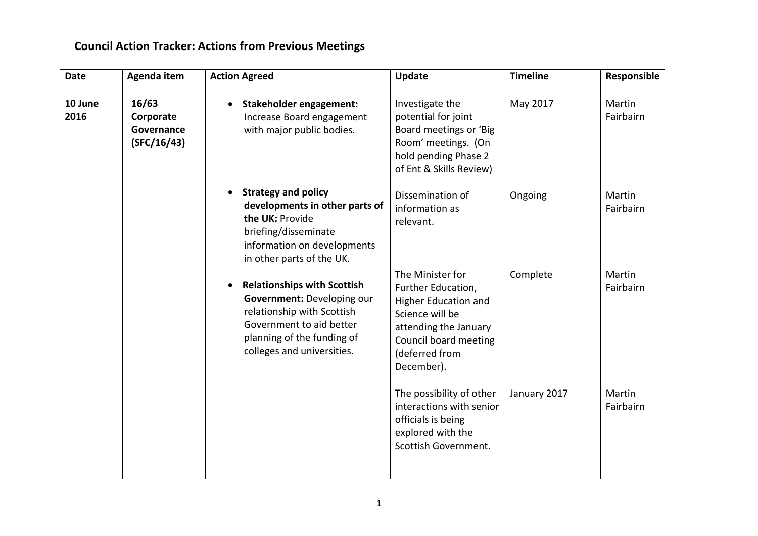## Council Action Tracker: Actions from Previous Meetings

| Date | Agenda item | Action Agreed | Update | Timeline | Responsible |
|---|---|---|---|---|---|
| **10 June 2016** | **16/63 Corporate Governance (SFC/16/43)** | • **Stakeholder engagement:** Increase Board engagement with major public bodies. | Investigate the potential for joint Board meetings or 'Big Room' meetings. (On hold pending Phase 2 of Ent & Skills Review) | May 2017 | Martin Fairbairn |
| | | • **Strategy and policy developments in other parts of the UK:** Provide briefing/disseminate information on developments in other parts of the UK. | Dissemination of information as relevant. | Ongoing | Martin Fairbairn |
| | | • **Relationships with Scottish Government:** Developing our relationship with Scottish Government to aid better planning of the funding of colleges and universities. | The Minister for Further Education, Higher Education and Science will be attending the January Council board meeting (deferred from December). | Complete | Martin Fairbairn |
| | | | The possibility of other interactions with senior officials is being explored with the Scottish Government. | January 2017 | Martin Fairbairn |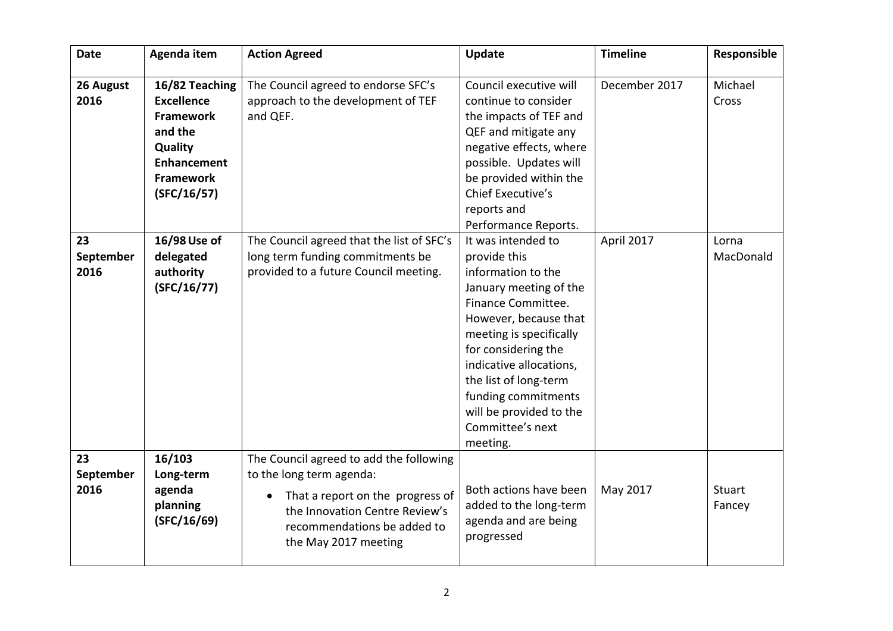| Date | Agenda item | Action Agreed | Update | Timeline | Responsible |
|---|---|---|---|---|---|
| **26 August 2016** | **16/82 Teaching Excellence Framework and the Quality Enhancement Framework (SFC/16/57)** | The Council agreed to endorse SFC's approach to the development of TEF and QEF. | Council executive will continue to consider the impacts of TEF and QEF and mitigate any negative effects, where possible. Updates will be provided within the Chief Executive's reports and Performance Reports. | December 2017 | Michael Cross |
| **23 September 2016** | **16/98 Use of delegated authority (SFC/16/77)** | The Council agreed that the list of SFC's long term funding commitments be provided to a future Council meeting. | It was intended to provide this information to the January meeting of the Finance Committee. However, because that meeting is specifically for considering the indicative allocations, the list of long-term funding commitments will be provided to the Committee's next meeting. | April 2017 | Lorna MacDonald |
| **23 September 2016** | **16/103 Long-term agenda planning (SFC/16/69)** | The Council agreed to add the following to the long term agenda:<br>• That a report on the progress of the Innovation Centre Review's recommendations be added to the May 2017 meeting | Both actions have been added to the long-term agenda and are being progressed | May 2017 | Stuart Fancey |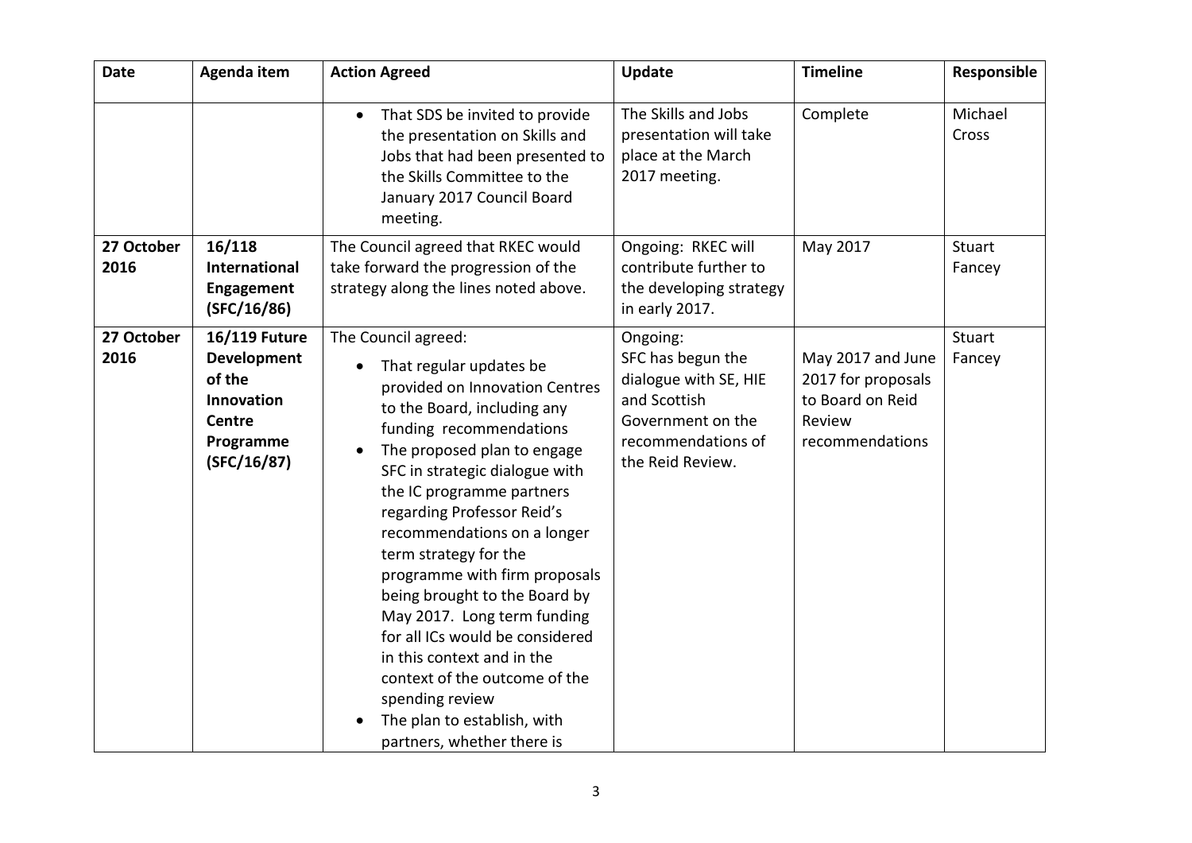| Date | Agenda item | Action Agreed | Update | Timeline | Responsible |
|---|---|---|---|---|---|
| | | • That SDS be invited to provide the presentation on Skills and Jobs that had been presented to the Skills Committee to the January 2017 Council Board meeting. | The Skills and Jobs presentation will take place at the March 2017 meeting. | Complete | Michael Cross |
| **27 October 2016** | **16/118 International Engagement (SFC/16/86)** | The Council agreed that RKEC would take forward the progression of the strategy along the lines noted above. | Ongoing: RKEC will contribute further to the developing strategy in early 2017. | May 2017 | Stuart Fancey |
| **27 October 2016** | **16/119 Future Development of the Innovation Centre Programme (SFC/16/87)** | The Council agreed:<br>• That regular updates be provided on Innovation Centres to the Board, including any funding recommendations<br>• The proposed plan to engage SFC in strategic dialogue with the IC programme partners regarding Professor Reid's recommendations on a longer term strategy for the programme with firm proposals being brought to the Board by May 2017. Long term funding for all ICs would be considered in this context and in the context of the outcome of the spending review<br>• The plan to establish, with partners, whether there is | Ongoing:<br>SFC has begun the dialogue with SE, HIE and Scottish Government on the recommendations of the Reid Review. | May 2017 and June 2017 for proposals to Board on Reid Review recommendations | Stuart Fancey |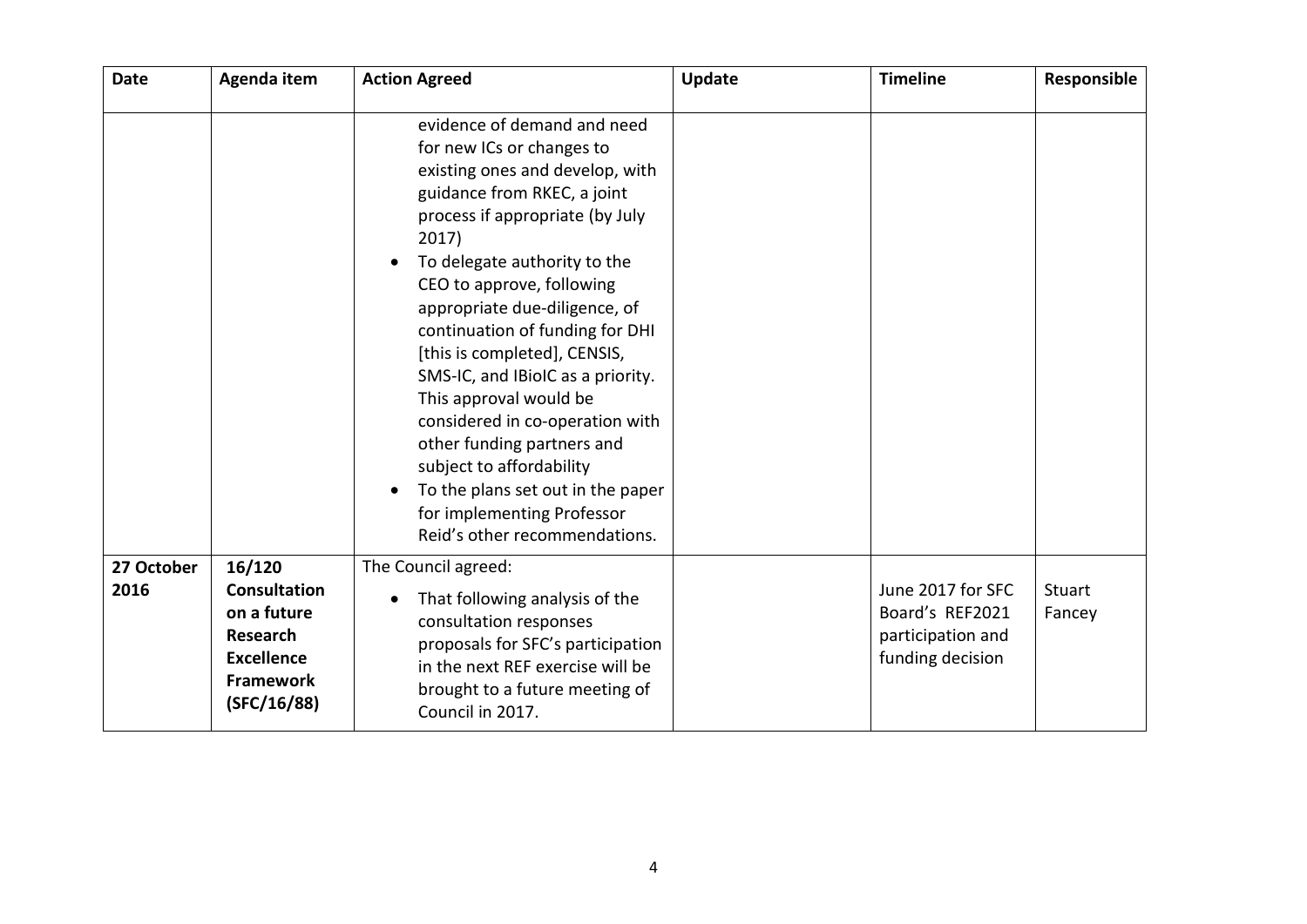| Date | Agenda item | Action Agreed | Update | Timeline | Responsible |
|---|---|---|---|---|---|
| | | evidence of demand and need for new ICs or changes to existing ones and develop, with guidance from RKEC, a joint process if appropriate (by July 2017)<br>• To delegate authority to the CEO to approve, following appropriate due-diligence, of continuation of funding for DHI [this is completed], CENSIS, SMS-IC, and IBioIC as a priority. This approval would be considered in co-operation with other funding partners and subject to affordability<br>• To the plans set out in the paper for implementing Professor Reid's other recommendations. | | | |
| **27 October 2016** | **16/120 Consultation on a future Research Excellence Framework (SFC/16/88)** | The Council agreed:<br>• That following analysis of the consultation responses proposals for SFC's participation in the next REF exercise will be brought to a future meeting of Council in 2017. | | June 2017 for SFC Board's REF2021 participation and funding decision | Stuart Fancey |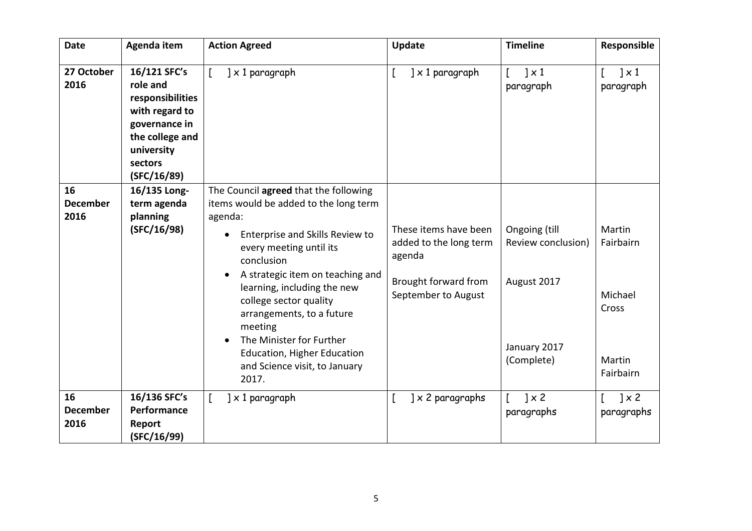| Date | Agenda item | Action Agreed | Update | Timeline | Responsible |
|---|---|---|---|---|---|
| **27 October 2016** | **16/121 SFC's role and responsibilities with regard to governance in the college and university sectors (SFC/16/89)** | [ ] x 1 paragraph | [ ] x 1 paragraph | [ ] x 1 paragraph | [ ] x 1 paragraph |
| **16 December 2016** | **16/135 Long-term agenda planning (SFC/16/98)** | The Council **agreed** that the following items would be added to the long term agenda:<br>• Enterprise and Skills Review to every meeting until its conclusion<br>• A strategic item on teaching and learning, including the new college sector quality arrangements, to a future meeting<br>• The Minister for Further Education, Higher Education and Science visit, to January 2017. | These items have been added to the long term agenda<br><br>Brought forward from September to August | Ongoing (till Review conclusion)<br><br>August 2017<br><br>January 2017 (Complete) | Martin Fairbairn<br><br>Michael Cross<br><br>Martin Fairbairn |
| **16 December 2016** | **16/136 SFC's Performance Report (SFC/16/99)** | [ ] x 1 paragraph | [ ] x 2 paragraphs | [ ] x 2 paragraphs | [ ] x 2 paragraphs |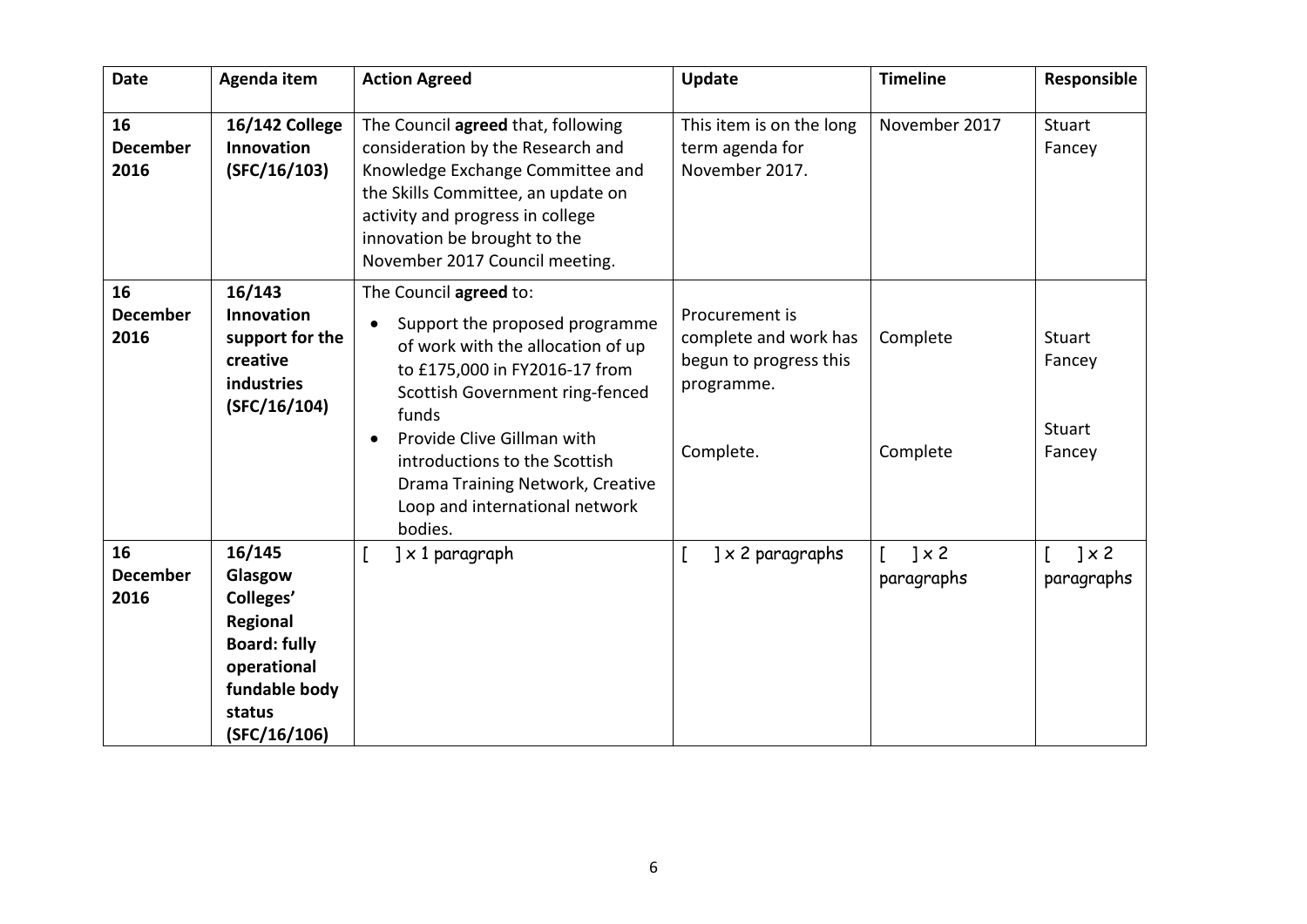| Date | Agenda item | Action Agreed | Update | Timeline | Responsible |
|---|---|---|---|---|---|
| **16 December 2016** | **16/142 College Innovation (SFC/16/103)** | The Council **agreed** that, following consideration by the Research and Knowledge Exchange Committee and the Skills Committee, an update on activity and progress in college innovation be brought to the November 2017 Council meeting. | This item is on the long term agenda for November 2017. | November 2017 | Stuart Fancey |
| **16 December 2016** | **16/143 Innovation support for the creative industries (SFC/16/104)** | The Council **agreed** to:<br>• Support the proposed programme of work with the allocation of up to £175,000 in FY2016-17 from Scottish Government ring-fenced funds<br>• Provide Clive Gillman with introductions to the Scottish Drama Training Network, Creative Loop and international network bodies. | Procurement is complete and work has begun to progress this programme.<br><br>Complete. | Complete<br><br>Complete | Stuart Fancey<br><br>Stuart Fancey |
| **16 December 2016** | **16/145 Glasgow Colleges' Regional Board: fully operational fundable body status (SFC/16/106)** | [ ] x 1 paragraph | [ ] x 2 paragraphs | [ ] x 2 paragraphs | [ ] x 2 paragraphs |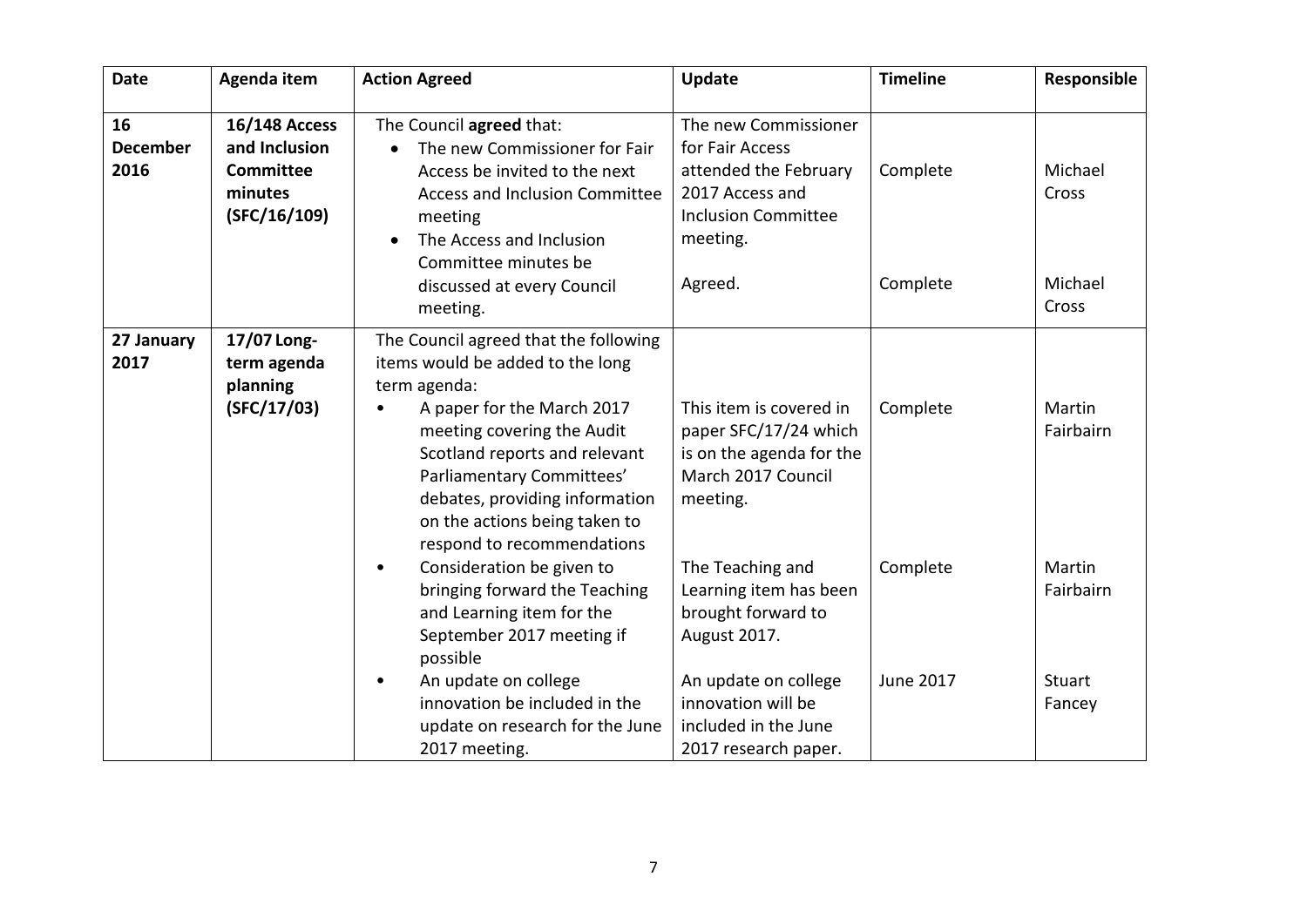| Date | Agenda item | Action Agreed | Update | Timeline | Responsible |
|---|---|---|---|---|---|
| **16 December 2016** | **16/148 Access and Inclusion Committee minutes (SFC/16/109)** | The Council **agreed** that:<br>• The new Commissioner for Fair Access be invited to the next Access and Inclusion Committee meeting | The new Commissioner for Fair Access attended the February 2017 Access and Inclusion Committee meeting. | Complete | Michael Cross |
| | | • The Access and Inclusion Committee minutes be discussed at every Council meeting. | Agreed. | Complete | Michael Cross |
| **27 January 2017** | **17/07 Long-term agenda planning (SFC/17/03)** | The Council agreed that the following items would be added to the long term agenda:<br>• A paper for the March 2017 meeting covering the Audit Scotland reports and relevant Parliamentary Committees' debates, providing information on the actions being taken to respond to recommendations | This item is covered in paper SFC/17/24 which is on the agenda for the March 2017 Council meeting. | Complete | Martin Fairbairn |
| | | • Consideration be given to bringing forward the Teaching and Learning item for the September 2017 meeting if possible | The Teaching and Learning item has been brought forward to August 2017. | Complete | Martin Fairbairn |
| | | • An update on college innovation be included in the update on research for the June 2017 meeting. | An update on college innovation will be included in the June 2017 research paper. | June 2017 | Stuart Fancey |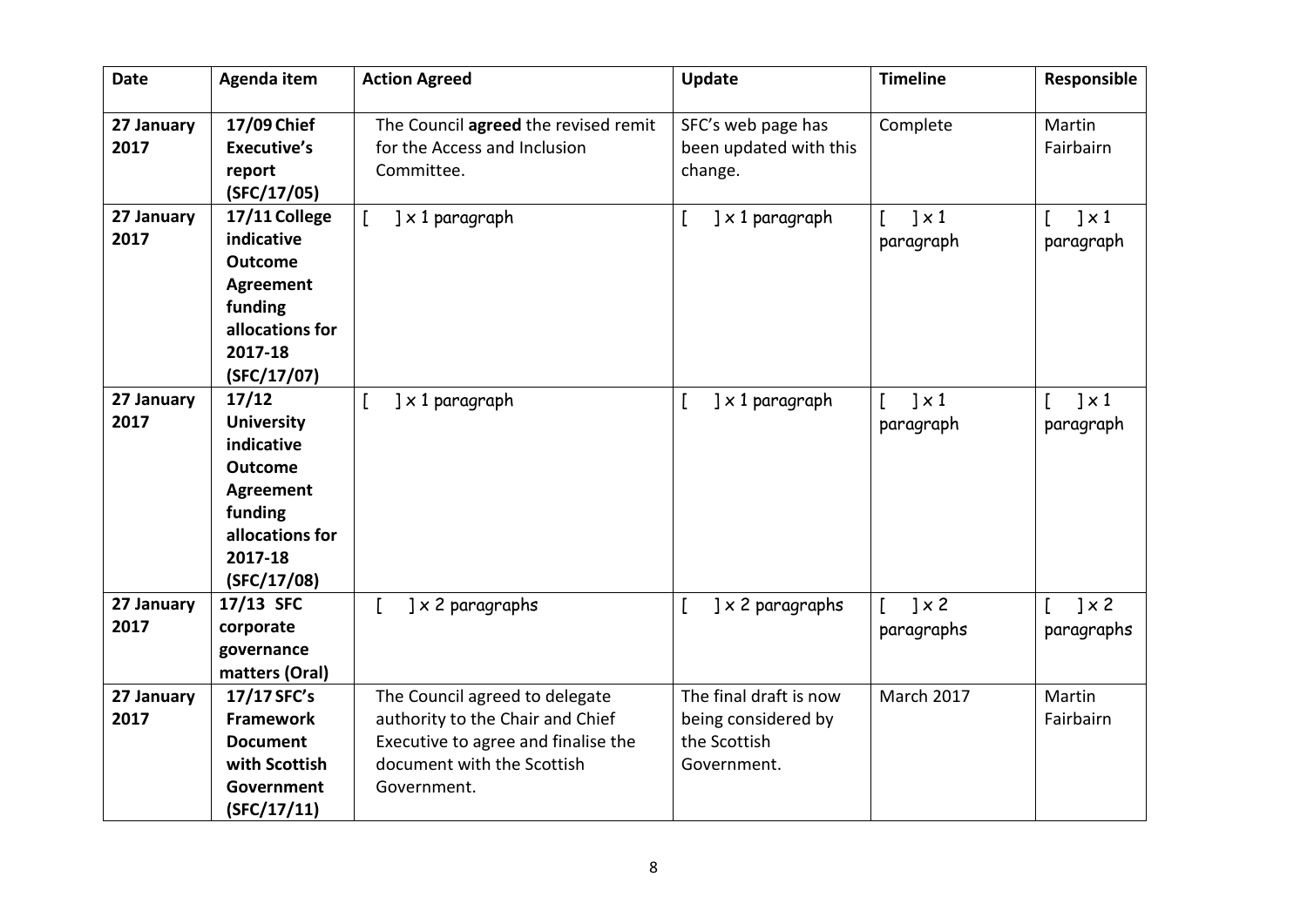| Date | Agenda item | Action Agreed | Update | Timeline | Responsible |
|---|---|---|---|---|---|
| **27 January 2017** | **17/09 Chief Executive's report (SFC/17/05)** | The Council **agreed** the revised remit for the Access and Inclusion Committee. | SFC's web page has been updated with this change. | Complete | Martin Fairbairn |
| **27 January 2017** | **17/11 College indicative Outcome Agreement funding allocations for 2017-18 (SFC/17/07)** | [ ] x 1 paragraph | [ ] x 1 paragraph | [ ] x 1 paragraph | [ ] x 1 paragraph |
| **27 January 2017** | **17/12 University indicative Outcome Agreement funding allocations for 2017-18 (SFC/17/08)** | [ ] x 1 paragraph | [ ] x 1 paragraph | [ ] x 1 paragraph | [ ] x 1 paragraph |
| **27 January 2017** | **17/13 SFC corporate governance matters (Oral)** | [ ] x 2 paragraphs | [ ] x 2 paragraphs | [ ] x 2 paragraphs | [ ] x 2 paragraphs |
| **27 January 2017** | **17/17 SFC's Framework Document with Scottish Government (SFC/17/11)** | The Council agreed to delegate authority to the Chair and Chief Executive to agree and finalise the document with the Scottish Government. | The final draft is now being considered by the Scottish Government. | March 2017 | Martin Fairbairn |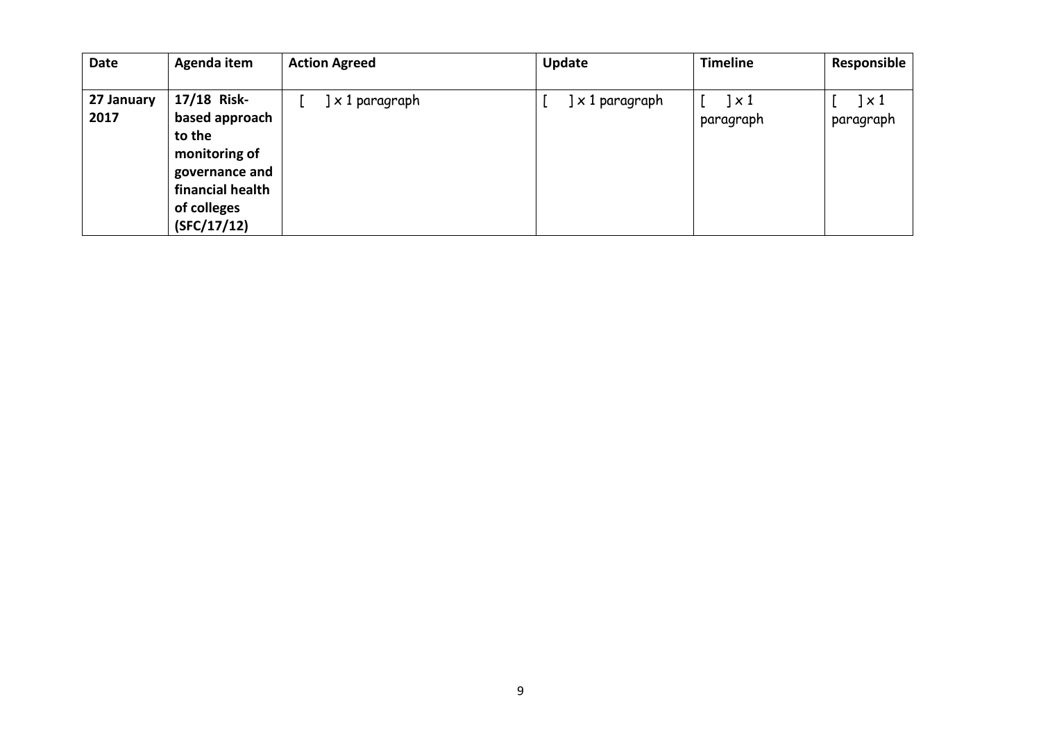| Date | Agenda item | Action Agreed | Update | Timeline | Responsible |
|---|---|---|---|---|---|
| **27 January 2017** | **17/18 Risk-based approach to the monitoring of governance and financial health of colleges (SFC/17/12)** | [ ] x 1 paragraph | [ ] x 1 paragraph | [ ] x 1 paragraph | [ ] x 1 paragraph |